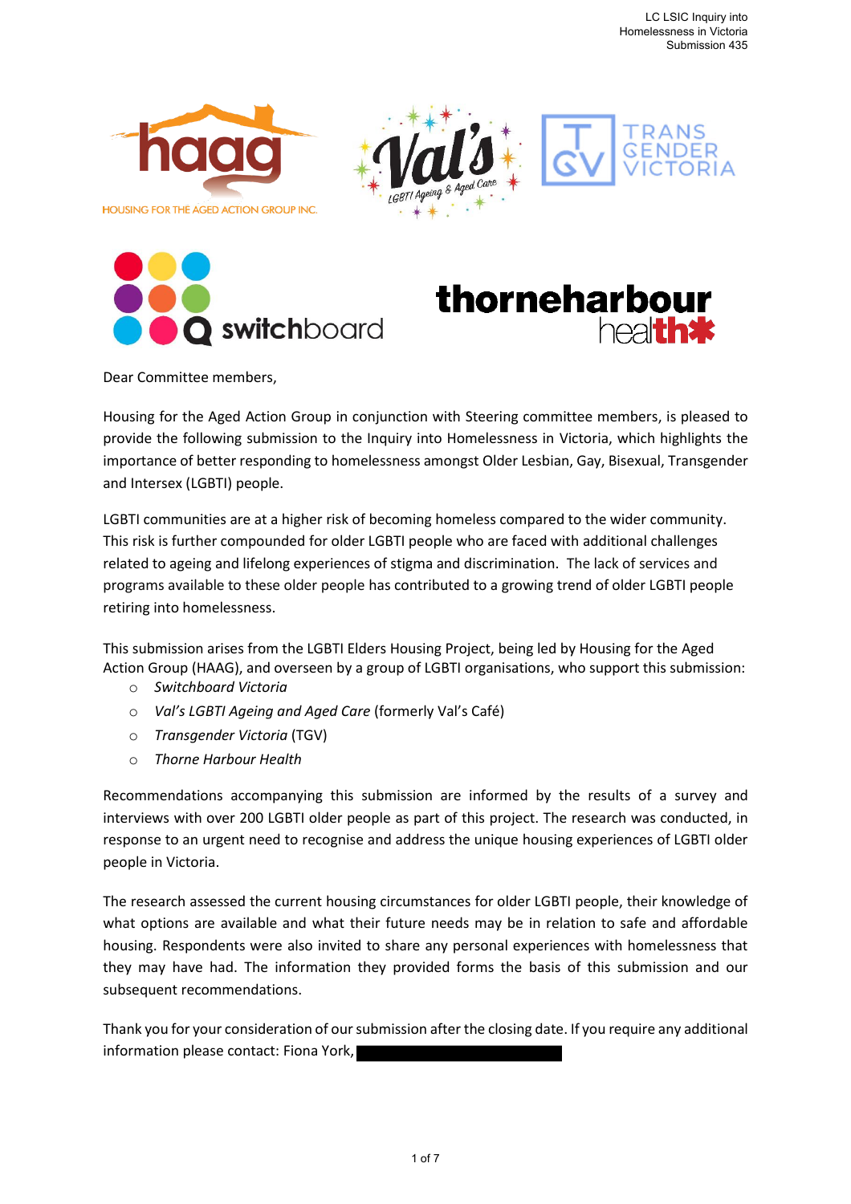Dear Committee members,

Housing for the Aged Action Group in conjunction with Steering committee members, is pleased to provide the following submission to the Inquiry into Homelessness in Victoria, which highlights the importance of better responding to homelessness amongst Older Lesbian, Gay, Bisexual, Transgender and Intersex (LGBTI) people.

LGBTI communities are at a higher risk of becoming homeless compared to the wider community. This risk is further compounded for older LGBTI people who are faced with additional challenges related to ageing and lifelong experiences of stigma and discrimination. The lack of services and programs available to these older people has contributed to a growing trend of older LGBTI people retiring into homelessness.

This submission arises from the LGBTI Elders Housing Project, being led by Housing for the Aged Action Group (HAAG), and overseen by a group of LGBTI organisations, who support this submission:

- *Switchboard Victoria*
- *Val's LGBTI Ageing and Aged Care* (formerly Val's Café)
- *Transgender Victoria* (TGV)
- *Thorne Harbour Health*

Recommendations accompanying this submission are informed by the results of a survey and interviews with over 200 LGBTI older people as part of this project. The research was conducted, in response to an urgent need to recognise and address the unique housing experiences of LGBTI older people in Victoria.

The research assessed the current housing circumstances for older LGBTI people, their knowledge of what options are available and what their future needs may be in relation to safe and affordable housing. Respondents were also invited to share any personal experiences with homelessness that they may have had. The information they provided forms the basis of this submission and our subsequent recommendations.

Thank you for your consideration of our submission after the closing date. If you require any additional information please contact: Fiona York,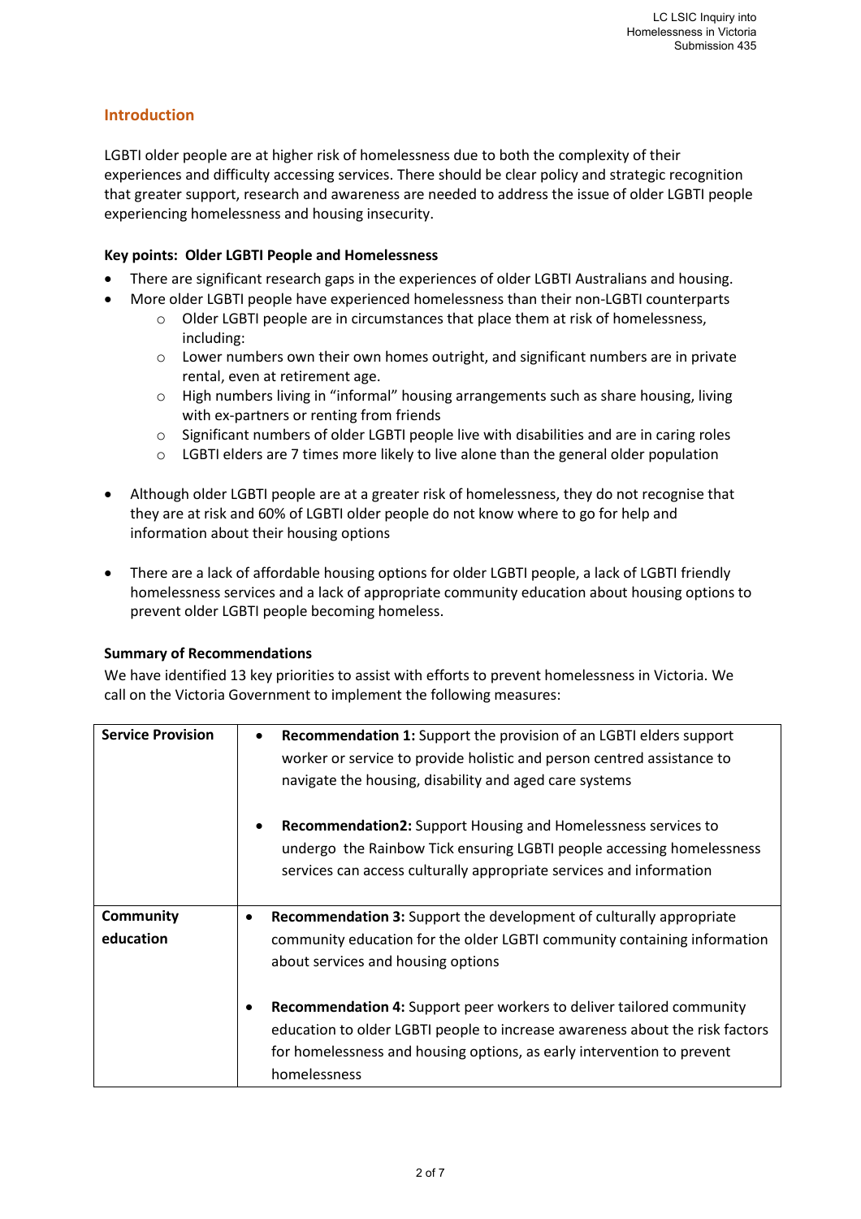## Introduction

LGBTI older people are at higher risk of homelessness due to both the complexity of their experiences and difficulty accessing services. There should be clear policy and strategic recognition that greater support, research and awareness are needed to address the issue of older LGBTI people experiencing homelessness and housing insecurity.

**Key points: Older LGBTI People and Homelessness**

- There are significant research gaps in the experiences of older LGBTI Australians and housing.
- More older LGBTI people have experienced homelessness than their non-LGBTI counterparts
  - Older LGBTI people are in circumstances that place them at risk of homelessness, including:
  - Lower numbers own their own homes outright, and significant numbers are in private rental, even at retirement age.
  - High numbers living in "informal" housing arrangements such as share housing, living with ex-partners or renting from friends
  - Significant numbers of older LGBTI people live with disabilities and are in caring roles
  - LGBTI elders are 7 times more likely to live alone than the general older population

- Although older LGBTI people are at a greater risk of homelessness, they do not recognise that they are at risk and 60% of LGBTI older people do not know where to go for help and information about their housing options

- There are a lack of affordable housing options for older LGBTI people, a lack of LGBTI friendly homelessness services and a lack of appropriate community education about housing options to prevent older LGBTI people becoming homeless.

**Summary of Recommendations**

We have identified 13 key priorities to assist with efforts to prevent homelessness in Victoria. We call on the Victoria Government to implement the following measures:

| | |
|---|---|
| **Service Provision** | • **Recommendation 1:** Support the provision of an LGBTI elders support worker or service to provide holistic and person centred assistance to navigate the housing, disability and aged care systems<br><br>• **Recommendation2:** Support Housing and Homelessness services to undergo the Rainbow Tick ensuring LGBTI people accessing homelessness services can access culturally appropriate services and information |
| **Community education** | • **Recommendation 3:** Support the development of culturally appropriate community education for the older LGBTI community containing information about services and housing options<br><br>• **Recommendation 4:** Support peer workers to deliver tailored community education to older LGBTI people to increase awareness about the risk factors for homelessness and housing options, as early intervention to prevent homelessness |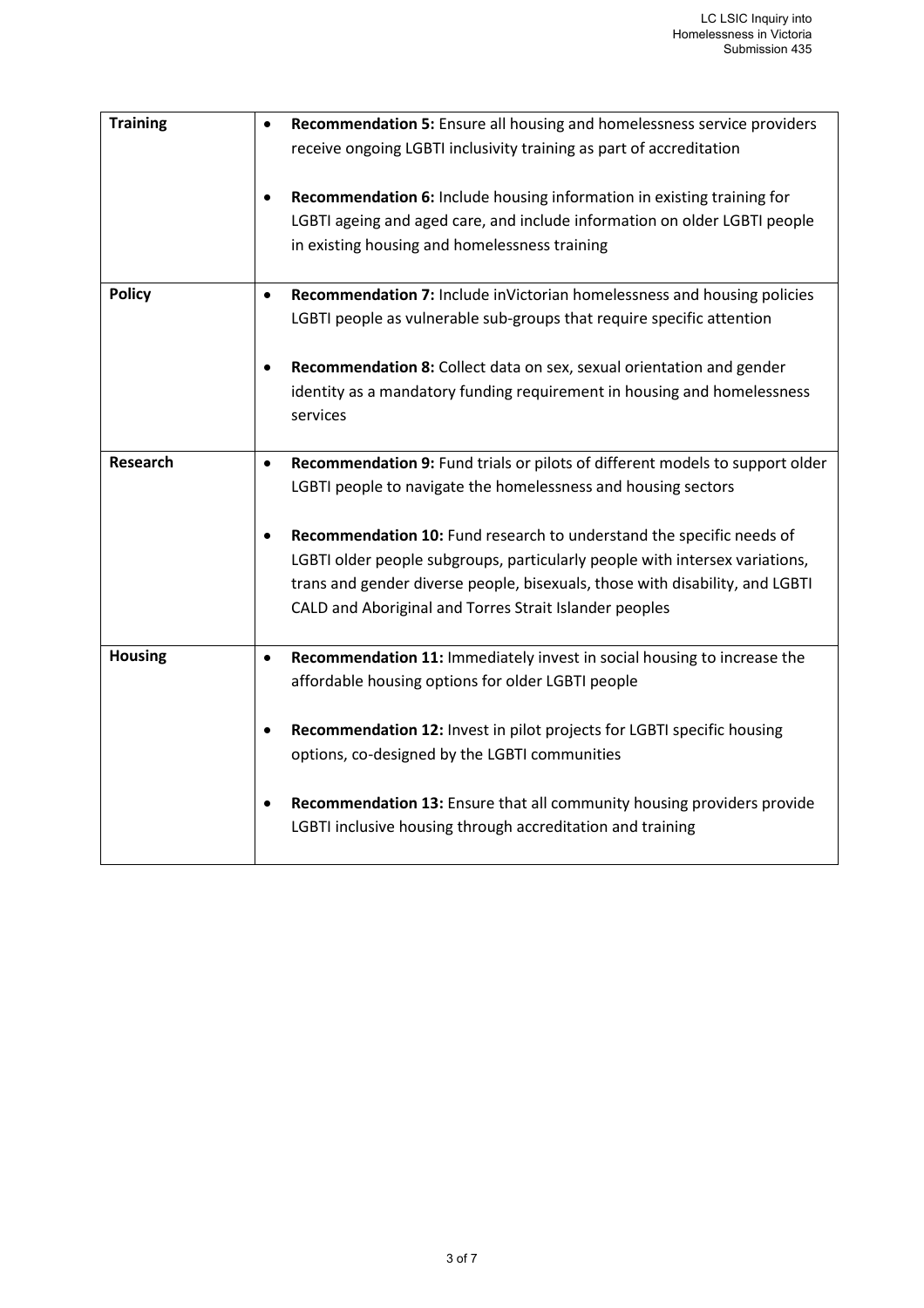| **Training** | • **Recommendation 5:** Ensure all housing and homelessness service providers receive ongoing LGBTI inclusivity training as part of accreditation<br><br>• **Recommendation 6:** Include housing information in existing training for LGBTI ageing and aged care, and include information on older LGBTI people in existing housing and homelessness training |
|---|---|
| **Policy** | • **Recommendation 7:** Include inVictorian homelessness and housing policies LGBTI people as vulnerable sub-groups that require specific attention<br><br>• **Recommendation 8:** Collect data on sex, sexual orientation and gender identity as a mandatory funding requirement in housing and homelessness services |
| **Research** | • **Recommendation 9:** Fund trials or pilots of different models to support older LGBTI people to navigate the homelessness and housing sectors<br><br>• **Recommendation 10:** Fund research to understand the specific needs of LGBTI older people subgroups, particularly people with intersex variations, trans and gender diverse people, bisexuals, those with disability, and LGBTI CALD and Aboriginal and Torres Strait Islander peoples |
| **Housing** | • **Recommendation 11:** Immediately invest in social housing to increase the affordable housing options for older LGBTI people<br><br>• **Recommendation 12:** Invest in pilot projects for LGBTI specific housing options, co-designed by the LGBTI communities<br><br>• **Recommendation 13:** Ensure that all community housing providers provide LGBTI inclusive housing through accreditation and training |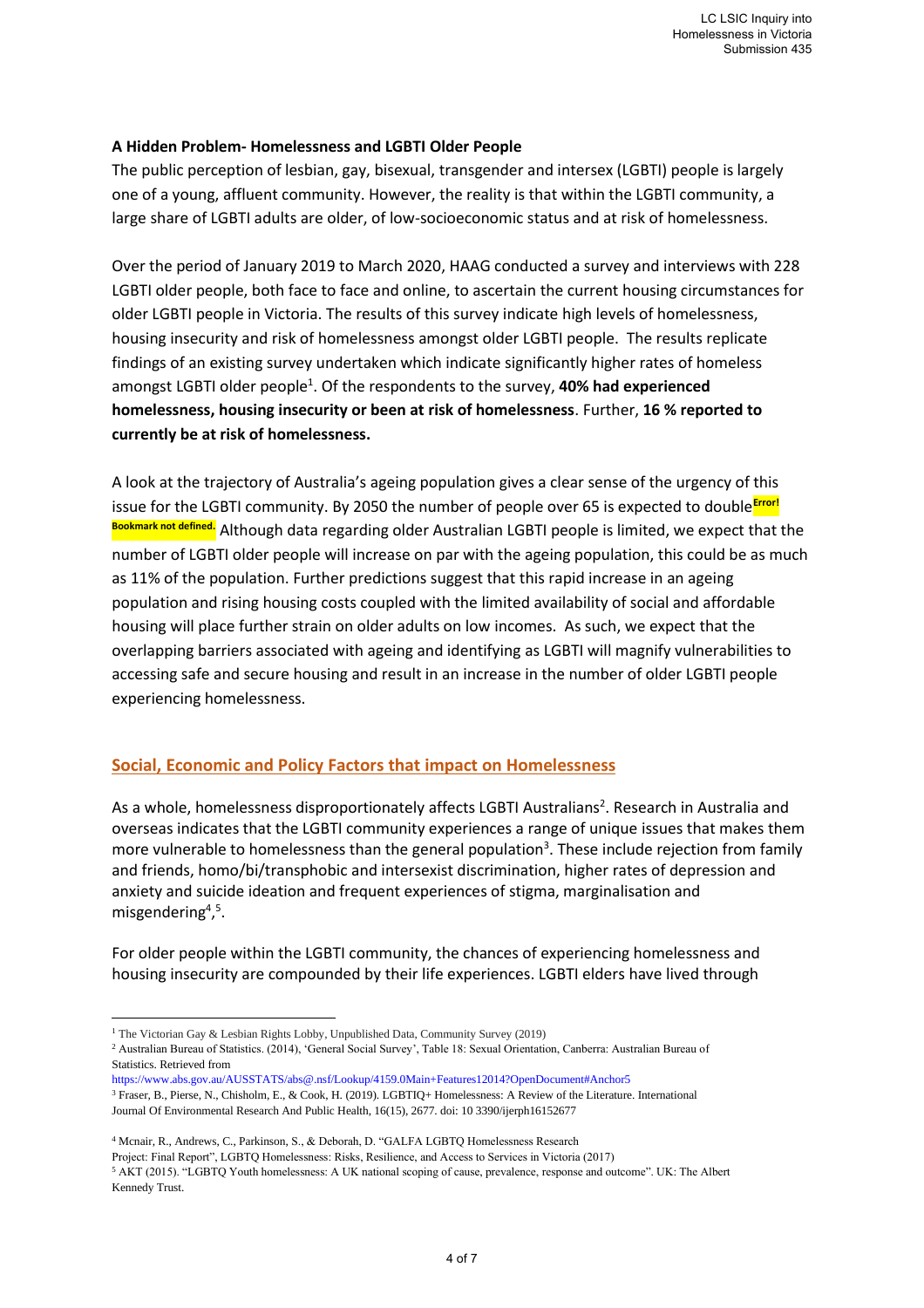**A Hidden Problem- Homelessness and LGBTI Older People**

The public perception of lesbian, gay, bisexual, transgender and intersex (LGBTI) people is largely one of a young, affluent community. However, the reality is that within the LGBTI community, a large share of LGBTI adults are older, of low-socioeconomic status and at risk of homelessness.

Over the period of January 2019 to March 2020, HAAG conducted a survey and interviews with 228 LGBTI older people, both face to face and online, to ascertain the current housing circumstances for older LGBTI people in Victoria. The results of this survey indicate high levels of homelessness, housing insecurity and risk of homelessness amongst older LGBTI people. The results replicate findings of an existing survey undertaken which indicate significantly higher rates of homeless amongst LGBTI older people[1]. Of the respondents to the survey, **40% had experienced homelessness, housing insecurity or been at risk of homelessness**. Further, **16 % reported to currently be at risk of homelessness.**

A look at the trajectory of Australia's ageing population gives a clear sense of the urgency of this issue for the LGBTI community. By 2050 the number of people over 65 is expected to double**Error! Bookmark not defined.** Although data regarding older Australian LGBTI people is limited, we expect that the number of LGBTI older people will increase on par with the ageing population, this could be as much as 11% of the population. Further predictions suggest that this rapid increase in an ageing population and rising housing costs coupled with the limited availability of social and affordable housing will place further strain on older adults on low incomes. As such, we expect that the overlapping barriers associated with ageing and identifying as LGBTI will magnify vulnerabilities to accessing safe and secure housing and result in an increase in the number of older LGBTI people experiencing homelessness.

## Social, Economic and Policy Factors that impact on Homelessness

As a whole, homelessness disproportionately affects LGBTI Australians[2]. Research in Australia and overseas indicates that the LGBTI community experiences a range of unique issues that makes them more vulnerable to homelessness than the general population[3]. These include rejection from family and friends, homo/bi/transphobic and intersexist discrimination, higher rates of depression and anxiety and suicide ideation and frequent experiences of stigma, marginalisation and misgendering[4],[5].

For older people within the LGBTI community, the chances of experiencing homelessness and housing insecurity are compounded by their life experiences. LGBTI elders have lived through

---

[1] The Victorian Gay & Lesbian Rights Lobby, Unpublished Data, Community Survey (2019)

[2] Australian Bureau of Statistics. (2014), 'General Social Survey', Table 18: Sexual Orientation, Canberra: Australian Bureau of Statistics. Retrieved from https://www.abs.gov.au/AUSSTATS/abs@.nsf/Lookup/4159.0Main+Features12014?OpenDocument#Anchor5

[3] Fraser, B., Pierse, N., Chisholm, E., & Cook, H. (2019). LGBTIQ+ Homelessness: A Review of the Literature. International Journal Of Environmental Research And Public Health, 16(15), 2677. doi: 10 3390/ijerph16152677

[4] Mcnair, R., Andrews, C., Parkinson, S., & Deborah, D. "GALFA LGBTQ Homelessness Research Project: Final Report", LGBTQ Homelessness: Risks, Resilience, and Access to Services in Victoria (2017)

[5] AKT (2015). "LGBTQ Youth homelessness: A UK national scoping of cause, prevalence, response and outcome". UK: The Albert Kennedy Trust.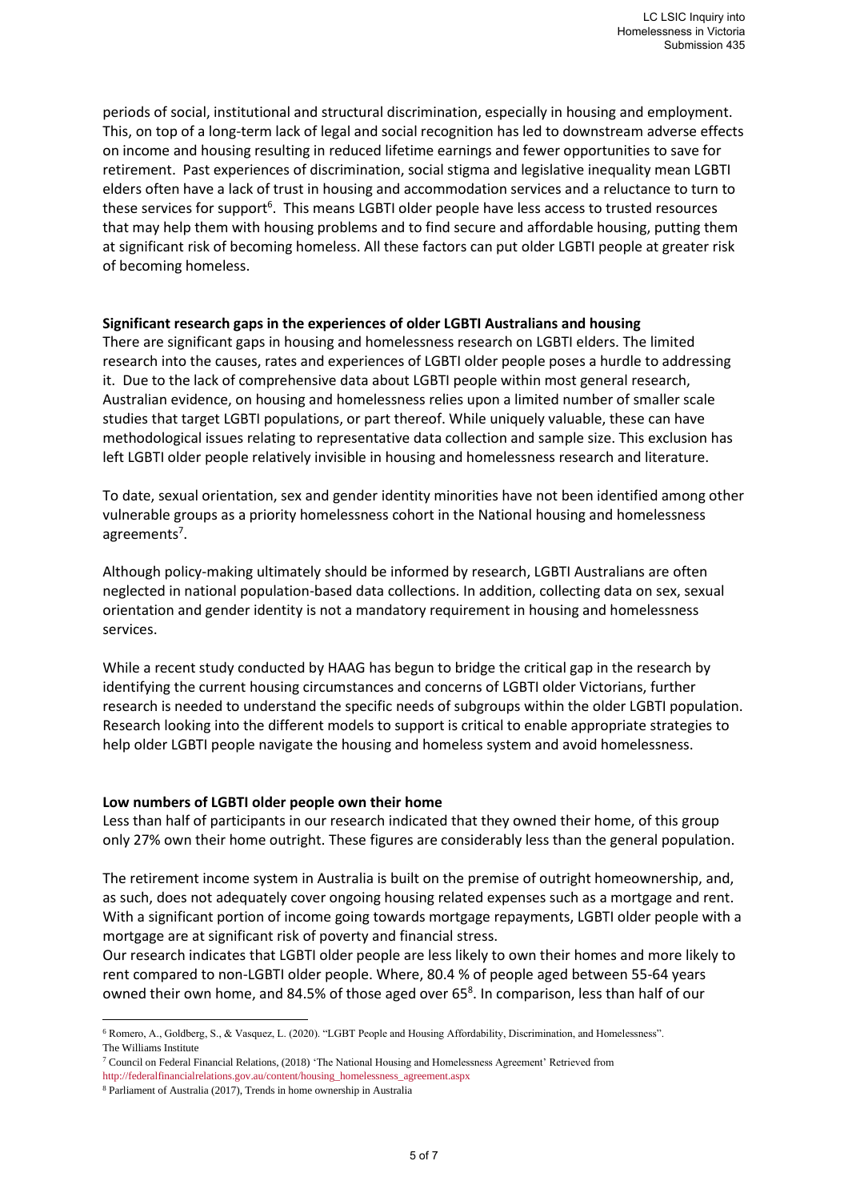periods of social, institutional and structural discrimination, especially in housing and employment. This, on top of a long-term lack of legal and social recognition has led to downstream adverse effects on income and housing resulting in reduced lifetime earnings and fewer opportunities to save for retirement. Past experiences of discrimination, social stigma and legislative inequality mean LGBTI elders often have a lack of trust in housing and accommodation services and a reluctance to turn to these services for support[6]. This means LGBTI older people have less access to trusted resources that may help them with housing problems and to find secure and affordable housing, putting them at significant risk of becoming homeless. All these factors can put older LGBTI people at greater risk of becoming homeless.

**Significant research gaps in the experiences of older LGBTI Australians and housing**

There are significant gaps in housing and homelessness research on LGBTI elders. The limited research into the causes, rates and experiences of LGBTI older people poses a hurdle to addressing it. Due to the lack of comprehensive data about LGBTI people within most general research, Australian evidence, on housing and homelessness relies upon a limited number of smaller scale studies that target LGBTI populations, or part thereof. While uniquely valuable, these can have methodological issues relating to representative data collection and sample size. This exclusion has left LGBTI older people relatively invisible in housing and homelessness research and literature.

To date, sexual orientation, sex and gender identity minorities have not been identified among other vulnerable groups as a priority homelessness cohort in the National housing and homelessness agreements[7].

Although policy-making ultimately should be informed by research, LGBTI Australians are often neglected in national population-based data collections. In addition, collecting data on sex, sexual orientation and gender identity is not a mandatory requirement in housing and homelessness services.

While a recent study conducted by HAAG has begun to bridge the critical gap in the research by identifying the current housing circumstances and concerns of LGBTI older Victorians, further research is needed to understand the specific needs of subgroups within the older LGBTI population. Research looking into the different models to support is critical to enable appropriate strategies to help older LGBTI people navigate the housing and homeless system and avoid homelessness.

**Low numbers of LGBTI older people own their home**

Less than half of participants in our research indicated that they owned their home, of this group only 27% own their home outright. These figures are considerably less than the general population.

The retirement income system in Australia is built on the premise of outright homeownership, and, as such, does not adequately cover ongoing housing related expenses such as a mortgage and rent. With a significant portion of income going towards mortgage repayments, LGBTI older people with a mortgage are at significant risk of poverty and financial stress.

Our research indicates that LGBTI older people are less likely to own their homes and more likely to rent compared to non-LGBTI older people. Where, 80.4 % of people aged between 55-64 years owned their own home, and 84.5% of those aged over 65[8]. In comparison, less than half of our

---

[6] Romero, A., Goldberg, S., & Vasquez, L. (2020). "LGBT People and Housing Affordability, Discrimination, and Homelessness". The Williams Institute

[7] Council on Federal Financial Relations, (2018) 'The National Housing and Homelessness Agreement' Retrieved from http://federalfinancialrelations.gov.au/content/housing_homelessness_agreement.aspx

[8] Parliament of Australia (2017), Trends in home ownership in Australia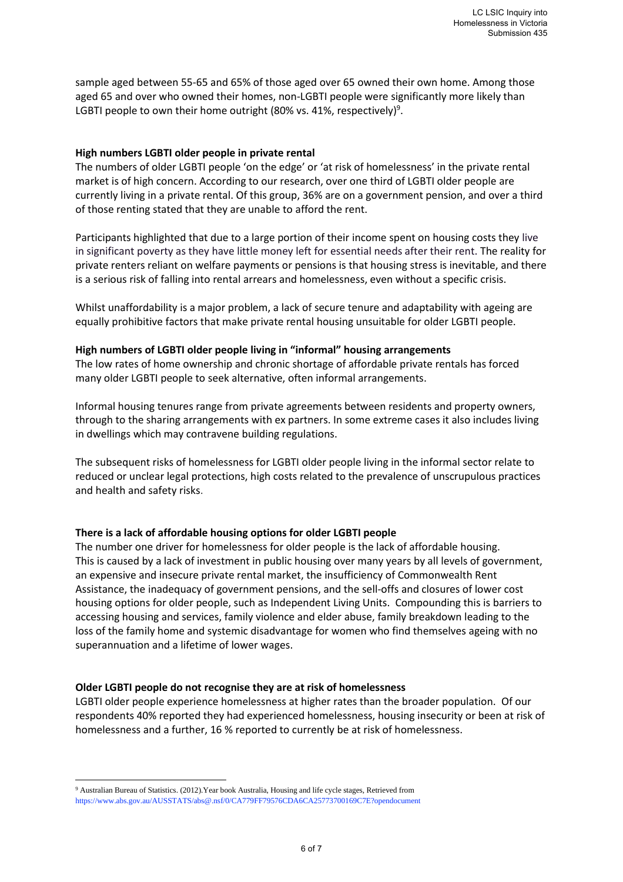sample aged between 55-65 and 65% of those aged over 65 owned their own home. Among those aged 65 and over who owned their homes, non-LGBTI people were significantly more likely than LGBTI people to own their home outright (80% vs. 41%, respectively)[9].

**High numbers LGBTI older people in private rental**

The numbers of older LGBTI people 'on the edge' or 'at risk of homelessness' in the private rental market is of high concern. According to our research, over one third of LGBTI older people are currently living in a private rental. Of this group, 36% are on a government pension, and over a third of those renting stated that they are unable to afford the rent.

Participants highlighted that due to a large portion of their income spent on housing costs they live in significant poverty as they have little money left for essential needs after their rent. The reality for private renters reliant on welfare payments or pensions is that housing stress is inevitable, and there is a serious risk of falling into rental arrears and homelessness, even without a specific crisis.

Whilst unaffordability is a major problem, a lack of secure tenure and adaptability with ageing are equally prohibitive factors that make private rental housing unsuitable for older LGBTI people.

**High numbers of LGBTI older people living in "informal" housing arrangements**

The low rates of home ownership and chronic shortage of affordable private rentals has forced many older LGBTI people to seek alternative, often informal arrangements.

Informal housing tenures range from private agreements between residents and property owners, through to the sharing arrangements with ex partners. In some extreme cases it also includes living in dwellings which may contravene building regulations.

The subsequent risks of homelessness for LGBTI older people living in the informal sector relate to reduced or unclear legal protections, high costs related to the prevalence of unscrupulous practices and health and safety risks.

**There is a lack of affordable housing options for older LGBTI people**

The number one driver for homelessness for older people is the lack of affordable housing. This is caused by a lack of investment in public housing over many years by all levels of government, an expensive and insecure private rental market, the insufficiency of Commonwealth Rent Assistance, the inadequacy of government pensions, and the sell-offs and closures of lower cost housing options for older people, such as Independent Living Units. Compounding this is barriers to accessing housing and services, family violence and elder abuse, family breakdown leading to the loss of the family home and systemic disadvantage for women who find themselves ageing with no superannuation and a lifetime of lower wages.

**Older LGBTI people do not recognise they are at risk of homelessness**

LGBTI older people experience homelessness at higher rates than the broader population. Of our respondents 40% reported they had experienced homelessness, housing insecurity or been at risk of homelessness and a further, 16 % reported to currently be at risk of homelessness.

---

[9] Australian Bureau of Statistics. (2012).Year book Australia, Housing and life cycle stages, Retrieved from https://www.abs.gov.au/AUSSTATS/abs@.nsf/0/CA779FF79576CDA6CA25773700169C7E?opendocument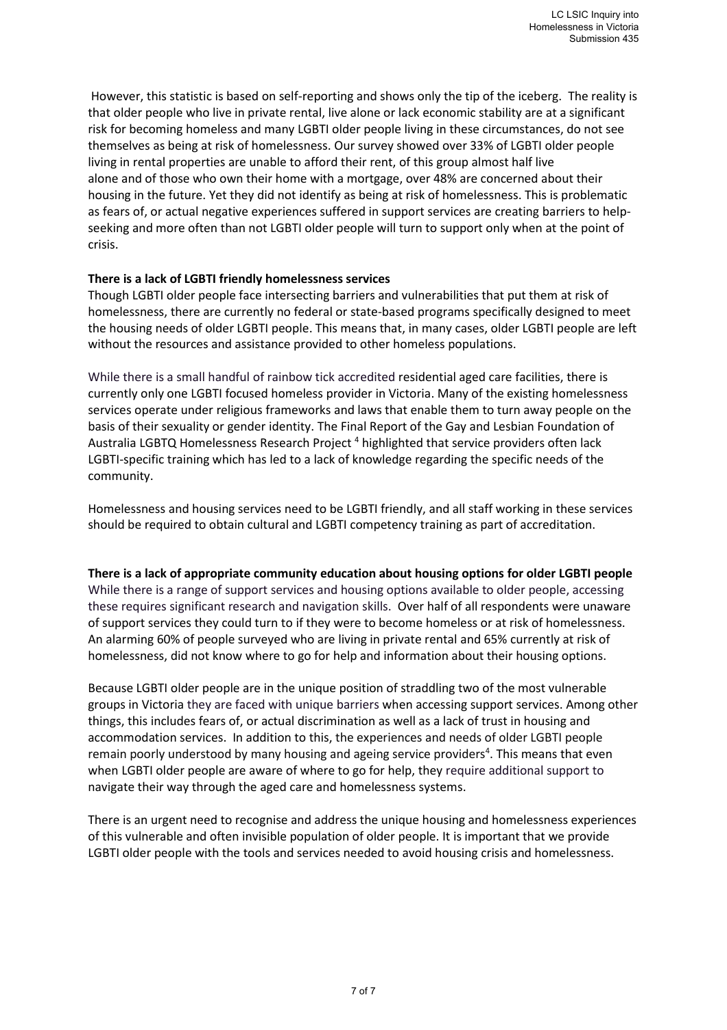However, this statistic is based on self-reporting and shows only the tip of the iceberg. The reality is that older people who live in private rental, live alone or lack economic stability are at a significant risk for becoming homeless and many LGBTI older people living in these circumstances, do not see themselves as being at risk of homelessness. Our survey showed over 33% of LGBTI older people living in rental properties are unable to afford their rent, of this group almost half live alone and of those who own their home with a mortgage, over 48% are concerned about their housing in the future. Yet they did not identify as being at risk of homelessness. This is problematic as fears of, or actual negative experiences suffered in support services are creating barriers to help-seeking and more often than not LGBTI older people will turn to support only when at the point of crisis.

**There is a lack of LGBTI friendly homelessness services**

Though LGBTI older people face intersecting barriers and vulnerabilities that put them at risk of homelessness, there are currently no federal or state-based programs specifically designed to meet the housing needs of older LGBTI people. This means that, in many cases, older LGBTI people are left without the resources and assistance provided to other homeless populations.

While there is a small handful of rainbow tick accredited residential aged care facilities, there is currently only one LGBTI focused homeless provider in Victoria. Many of the existing homelessness services operate under religious frameworks and laws that enable them to turn away people on the basis of their sexuality or gender identity. The Final Report of the Gay and Lesbian Foundation of Australia LGBTQ Homelessness Research Project [4] highlighted that service providers often lack LGBTI-specific training which has led to a lack of knowledge regarding the specific needs of the community.

Homelessness and housing services need to be LGBTI friendly, and all staff working in these services should be required to obtain cultural and LGBTI competency training as part of accreditation.

**There is a lack of appropriate community education about housing options for older LGBTI people**

While there is a range of support services and housing options available to older people, accessing these requires significant research and navigation skills. Over half of all respondents were unaware of support services they could turn to if they were to become homeless or at risk of homelessness. An alarming 60% of people surveyed who are living in private rental and 65% currently at risk of homelessness, did not know where to go for help and information about their housing options.

Because LGBTI older people are in the unique position of straddling two of the most vulnerable groups in Victoria they are faced with unique barriers when accessing support services. Among other things, this includes fears of, or actual discrimination as well as a lack of trust in housing and accommodation services. In addition to this, the experiences and needs of older LGBTI people remain poorly understood by many housing and ageing service providers[4]. This means that even when LGBTI older people are aware of where to go for help, they require additional support to navigate their way through the aged care and homelessness systems.

There is an urgent need to recognise and address the unique housing and homelessness experiences of this vulnerable and often invisible population of older people. It is important that we provide LGBTI older people with the tools and services needed to avoid housing crisis and homelessness.